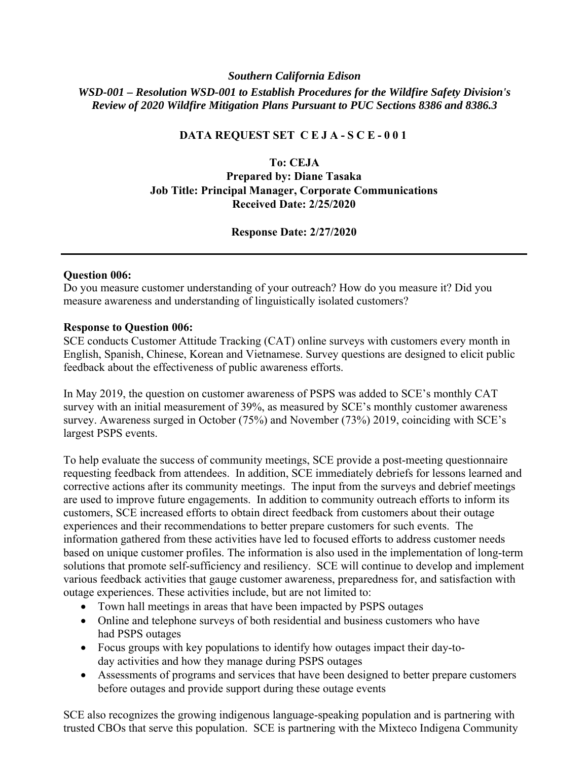*Southern California Edison*

***WSD-001 – Resolution WSD-001 to Establish Procedures for the Wildfire Safety Division's Review of 2020 Wildfire Mitigation Plans Pursuant to PUC Sections 8386 and 8386.3***

**DATA REQUEST SET C E J A - S C E - 0 0 1**

**To: CEJA**
**Prepared by: Diane Tasaka**
**Job Title: Principal Manager, Corporate Communications**
**Received Date: 2/25/2020**

**Response Date: 2/27/2020**

---

**Question 006:**
Do you measure customer understanding of your outreach? How do you measure it? Did you measure awareness and understanding of linguistically isolated customers?

**Response to Question 006:**
SCE conducts Customer Attitude Tracking (CAT) online surveys with customers every month in English, Spanish, Chinese, Korean and Vietnamese. Survey questions are designed to elicit public feedback about the effectiveness of public awareness efforts.

In May 2019, the question on customer awareness of PSPS was added to SCE's monthly CAT survey with an initial measurement of 39%, as measured by SCE's monthly customer awareness survey. Awareness surged in October (75%) and November (73%) 2019, coinciding with SCE's largest PSPS events.

To help evaluate the success of community meetings, SCE provide a post-meeting questionnaire requesting feedback from attendees. In addition, SCE immediately debriefs for lessons learned and corrective actions after its community meetings. The input from the surveys and debrief meetings are used to improve future engagements. In addition to community outreach efforts to inform its customers, SCE increased efforts to obtain direct feedback from customers about their outage experiences and their recommendations to better prepare customers for such events. The information gathered from these activities have led to focused efforts to address customer needs based on unique customer profiles. The information is also used in the implementation of long-term solutions that promote self-sufficiency and resiliency. SCE will continue to develop and implement various feedback activities that gauge customer awareness, preparedness for, and satisfaction with outage experiences. These activities include, but are not limited to:

- Town hall meetings in areas that have been impacted by PSPS outages
- Online and telephone surveys of both residential and business customers who have had PSPS outages
- Focus groups with key populations to identify how outages impact their day-to-day activities and how they manage during PSPS outages
- Assessments of programs and services that have been designed to better prepare customers before outages and provide support during these outage events

SCE also recognizes the growing indigenous language-speaking population and is partnering with trusted CBOs that serve this population. SCE is partnering with the Mixteco Indigena Community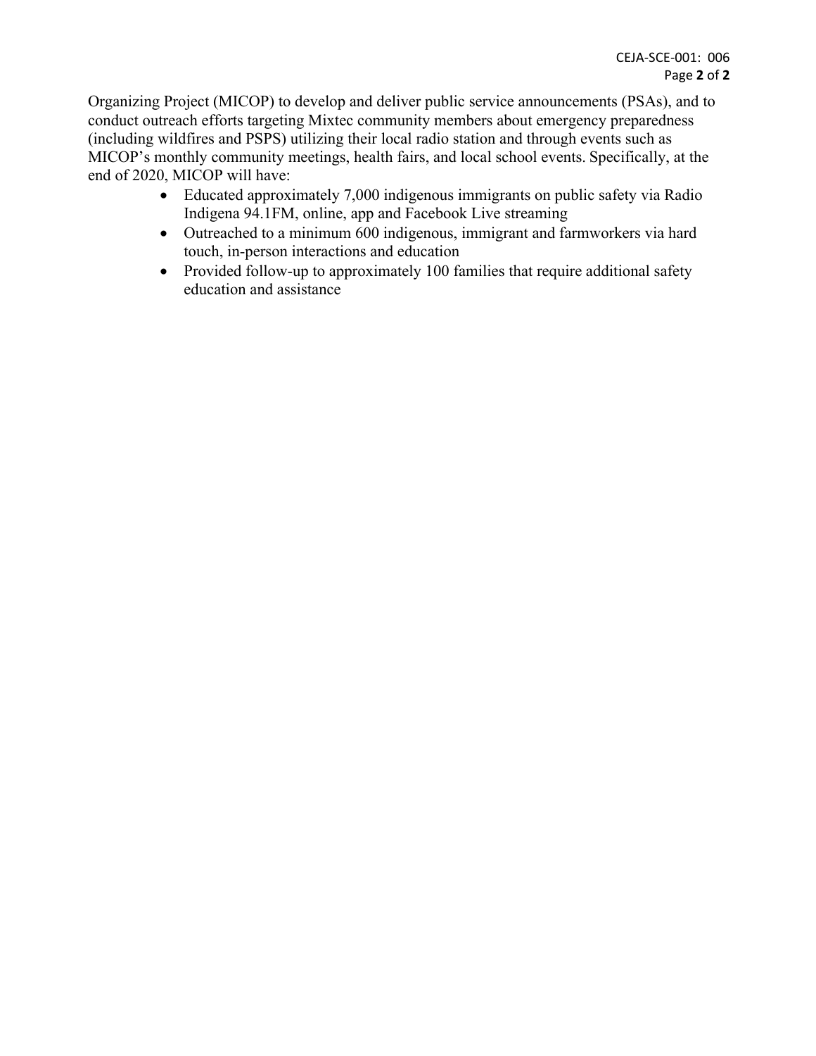Organizing Project (MICOP) to develop and deliver public service announcements (PSAs), and to conduct outreach efforts targeting Mixtec community members about emergency preparedness (including wildfires and PSPS) utilizing their local radio station and through events such as MICOP's monthly community meetings, health fairs, and local school events. Specifically, at the end of 2020, MICOP will have:

- Educated approximately 7,000 indigenous immigrants on public safety via Radio Indigena 94.1FM, online, app and Facebook Live streaming
- Outreached to a minimum 600 indigenous, immigrant and farmworkers via hard touch, in-person interactions and education
- Provided follow-up to approximately 100 families that require additional safety education and assistance